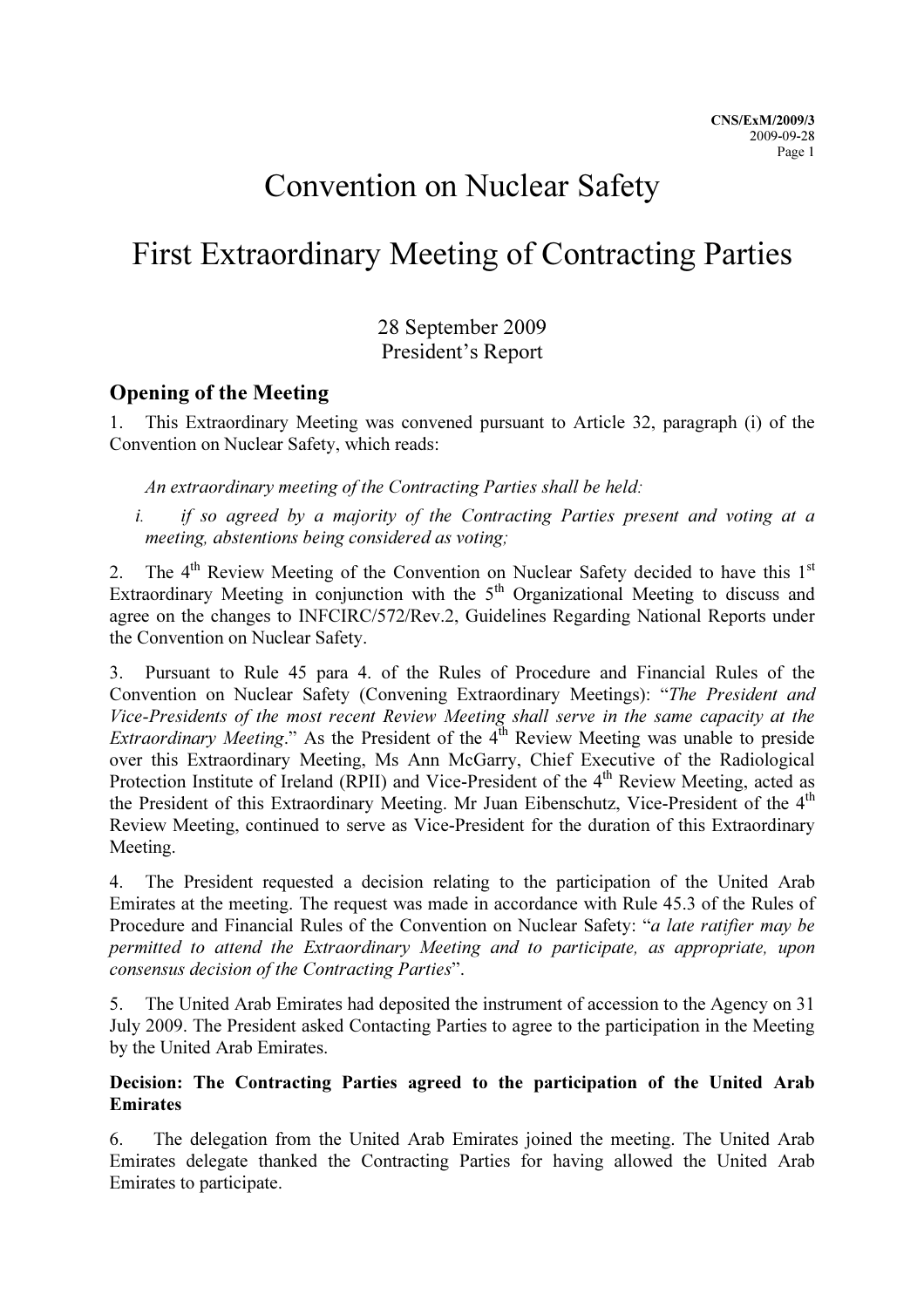CNS/ExM/2009/3
2009-09-28

# Convention on Nuclear Safety

# First Extraordinary Meeting of Contracting Parties

28 September 2009
President's Report

## Opening of the Meeting

1. This Extraordinary Meeting was convened pursuant to Article 32, paragraph (i) of the Convention on Nuclear Safety, which reads:

*An extraordinary meeting of the Contracting Parties shall be held:*

*i. if so agreed by a majority of the Contracting Parties present and voting at a meeting, abstentions being considered as voting;*

2. The 4th Review Meeting of the Convention on Nuclear Safety decided to have this 1st Extraordinary Meeting in conjunction with the 5th Organizational Meeting to discuss and agree on the changes to INFCIRC/572/Rev.2, Guidelines Regarding National Reports under the Convention on Nuclear Safety.

3. Pursuant to Rule 45 para 4. of the Rules of Procedure and Financial Rules of the Convention on Nuclear Safety (Convening Extraordinary Meetings): "*The President and Vice-Presidents of the most recent Review Meeting shall serve in the same capacity at the Extraordinary Meeting*." As the President of the 4th Review Meeting was unable to preside over this Extraordinary Meeting, Ms Ann McGarry, Chief Executive of the Radiological Protection Institute of Ireland (RPII) and Vice-President of the 4th Review Meeting, acted as the President of this Extraordinary Meeting. Mr Juan Eibenschutz, Vice-President of the 4th Review Meeting, continued to serve as Vice-President for the duration of this Extraordinary Meeting.

4. The President requested a decision relating to the participation of the United Arab Emirates at the meeting. The request was made in accordance with Rule 45.3 of the Rules of Procedure and Financial Rules of the Convention on Nuclear Safety: "*a late ratifier may be permitted to attend the Extraordinary Meeting and to participate, as appropriate, upon consensus decision of the Contracting Parties*".

5. The United Arab Emirates had deposited the instrument of accession to the Agency on 31 July 2009. The President asked Contacting Parties to agree to the participation in the Meeting by the United Arab Emirates.

**Decision: The Contracting Parties agreed to the participation of the United Arab Emirates**

6. The delegation from the United Arab Emirates joined the meeting. The United Arab Emirates delegate thanked the Contracting Parties for having allowed the United Arab Emirates to participate.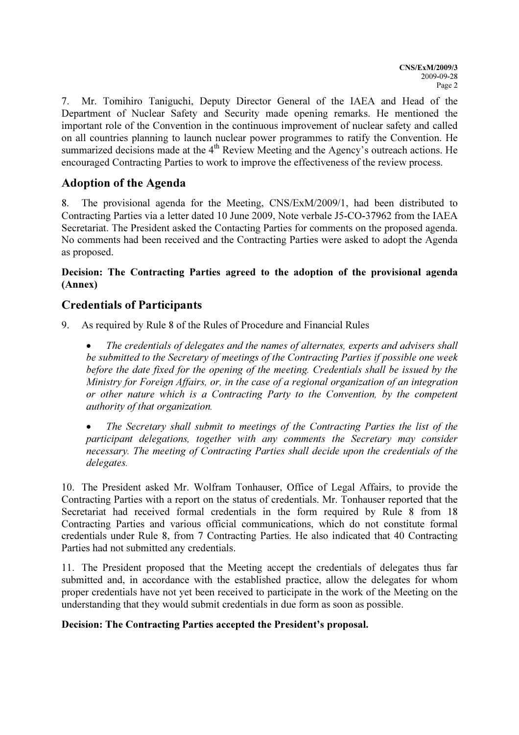7. Mr. Tomihiro Taniguchi, Deputy Director General of the IAEA and Head of the Department of Nuclear Safety and Security made opening remarks. He mentioned the important role of the Convention in the continuous improvement of nuclear safety and called on all countries planning to launch nuclear power programmes to ratify the Convention. He summarized decisions made at the 4th Review Meeting and the Agency's outreach actions. He encouraged Contracting Parties to work to improve the effectiveness of the review process.

## Adoption of the Agenda

8. The provisional agenda for the Meeting, CNS/ExM/2009/1, had been distributed to Contracting Parties via a letter dated 10 June 2009, Note verbale J5-CO-37962 from the IAEA Secretariat. The President asked the Contacting Parties for comments on the proposed agenda. No comments had been received and the Contracting Parties were asked to adopt the Agenda as proposed.

**Decision: The Contracting Parties agreed to the adoption of the provisional agenda (Annex)**

## Credentials of Participants

9. As required by Rule 8 of the Rules of Procedure and Financial Rules

- *The credentials of delegates and the names of alternates, experts and advisers shall be submitted to the Secretary of meetings of the Contracting Parties if possible one week before the date fixed for the opening of the meeting. Credentials shall be issued by the Ministry for Foreign Affairs, or, in the case of a regional organization of an integration or other nature which is a Contracting Party to the Convention, by the competent authority of that organization.*

- *The Secretary shall submit to meetings of the Contracting Parties the list of the participant delegations, together with any comments the Secretary may consider necessary. The meeting of Contracting Parties shall decide upon the credentials of the delegates.*

10. The President asked Mr. Wolfram Tonhauser, Office of Legal Affairs, to provide the Contracting Parties with a report on the status of credentials. Mr. Tonhauser reported that the Secretariat had received formal credentials in the form required by Rule 8 from 18 Contracting Parties and various official communications, which do not constitute formal credentials under Rule 8, from 7 Contracting Parties. He also indicated that 40 Contracting Parties had not submitted any credentials.

11. The President proposed that the Meeting accept the credentials of delegates thus far submitted and, in accordance with the established practice, allow the delegates for whom proper credentials have not yet been received to participate in the work of the Meeting on the understanding that they would submit credentials in due form as soon as possible.

**Decision: The Contracting Parties accepted the President's proposal.**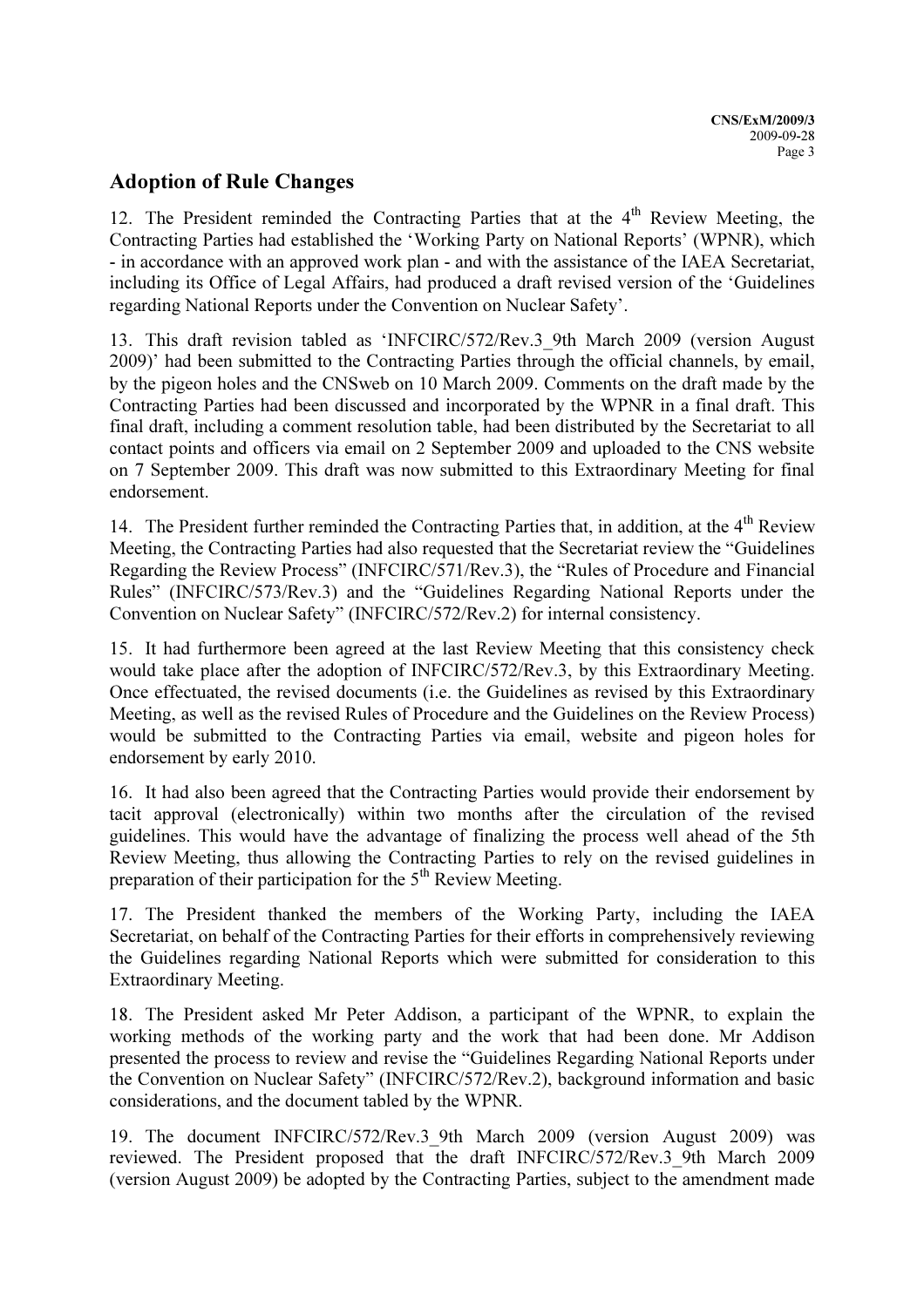## Adoption of Rule Changes

12. The President reminded the Contracting Parties that at the 4th Review Meeting, the Contracting Parties had established the 'Working Party on National Reports' (WPNR), which - in accordance with an approved work plan - and with the assistance of the IAEA Secretariat, including its Office of Legal Affairs, had produced a draft revised version of the 'Guidelines regarding National Reports under the Convention on Nuclear Safety'.

13. This draft revision tabled as 'INFCIRC/572/Rev.3_9th March 2009 (version August 2009)' had been submitted to the Contracting Parties through the official channels, by email, by the pigeon holes and the CNSweb on 10 March 2009. Comments on the draft made by the Contracting Parties had been discussed and incorporated by the WPNR in a final draft. This final draft, including a comment resolution table, had been distributed by the Secretariat to all contact points and officers via email on 2 September 2009 and uploaded to the CNS website on 7 September 2009. This draft was now submitted to this Extraordinary Meeting for final endorsement.

14. The President further reminded the Contracting Parties that, in addition, at the 4th Review Meeting, the Contracting Parties had also requested that the Secretariat review the "Guidelines Regarding the Review Process" (INFCIRC/571/Rev.3), the "Rules of Procedure and Financial Rules" (INFCIRC/573/Rev.3) and the "Guidelines Regarding National Reports under the Convention on Nuclear Safety" (INFCIRC/572/Rev.2) for internal consistency.

15. It had furthermore been agreed at the last Review Meeting that this consistency check would take place after the adoption of INFCIRC/572/Rev.3, by this Extraordinary Meeting. Once effectuated, the revised documents (i.e. the Guidelines as revised by this Extraordinary Meeting, as well as the revised Rules of Procedure and the Guidelines on the Review Process) would be submitted to the Contracting Parties via email, website and pigeon holes for endorsement by early 2010.

16. It had also been agreed that the Contracting Parties would provide their endorsement by tacit approval (electronically) within two months after the circulation of the revised guidelines. This would have the advantage of finalizing the process well ahead of the 5th Review Meeting, thus allowing the Contracting Parties to rely on the revised guidelines in preparation of their participation for the 5th Review Meeting.

17. The President thanked the members of the Working Party, including the IAEA Secretariat, on behalf of the Contracting Parties for their efforts in comprehensively reviewing the Guidelines regarding National Reports which were submitted for consideration to this Extraordinary Meeting.

18. The President asked Mr Peter Addison, a participant of the WPNR, to explain the working methods of the working party and the work that had been done. Mr Addison presented the process to review and revise the "Guidelines Regarding National Reports under the Convention on Nuclear Safety" (INFCIRC/572/Rev.2), background information and basic considerations, and the document tabled by the WPNR.

19. The document INFCIRC/572/Rev.3_9th March 2009 (version August 2009) was reviewed. The President proposed that the draft INFCIRC/572/Rev.3_9th March 2009 (version August 2009) be adopted by the Contracting Parties, subject to the amendment made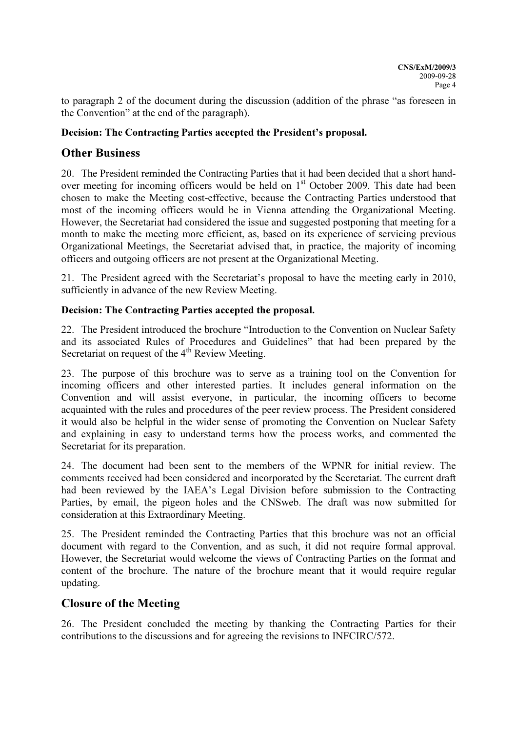to paragraph 2 of the document during the discussion (addition of the phrase "as foreseen in the Convention" at the end of the paragraph).

**Decision: The Contracting Parties accepted the President's proposal.**

## Other Business

20. The President reminded the Contracting Parties that it had been decided that a short hand-over meeting for incoming officers would be held on 1st October 2009. This date had been chosen to make the Meeting cost-effective, because the Contracting Parties understood that most of the incoming officers would be in Vienna attending the Organizational Meeting. However, the Secretariat had considered the issue and suggested postponing that meeting for a month to make the meeting more efficient, as, based on its experience of servicing previous Organizational Meetings, the Secretariat advised that, in practice, the majority of incoming officers and outgoing officers are not present at the Organizational Meeting.

21. The President agreed with the Secretariat's proposal to have the meeting early in 2010, sufficiently in advance of the new Review Meeting.

**Decision: The Contracting Parties accepted the proposal.**

22. The President introduced the brochure "Introduction to the Convention on Nuclear Safety and its associated Rules of Procedures and Guidelines" that had been prepared by the Secretariat on request of the 4th Review Meeting.

23. The purpose of this brochure was to serve as a training tool on the Convention for incoming officers and other interested parties. It includes general information on the Convention and will assist everyone, in particular, the incoming officers to become acquainted with the rules and procedures of the peer review process. The President considered it would also be helpful in the wider sense of promoting the Convention on Nuclear Safety and explaining in easy to understand terms how the process works, and commented the Secretariat for its preparation.

24. The document had been sent to the members of the WPNR for initial review. The comments received had been considered and incorporated by the Secretariat. The current draft had been reviewed by the IAEA's Legal Division before submission to the Contracting Parties, by email, the pigeon holes and the CNSweb. The draft was now submitted for consideration at this Extraordinary Meeting.

25. The President reminded the Contracting Parties that this brochure was not an official document with regard to the Convention, and as such, it did not require formal approval. However, the Secretariat would welcome the views of Contracting Parties on the format and content of the brochure. The nature of the brochure meant that it would require regular updating.

## Closure of the Meeting

26. The President concluded the meeting by thanking the Contracting Parties for their contributions to the discussions and for agreeing the revisions to INFCIRC/572.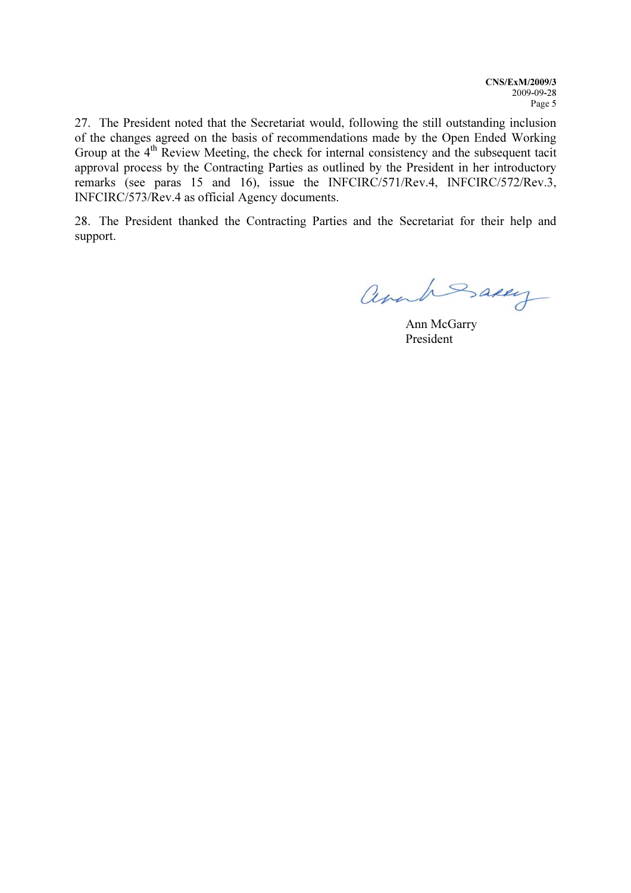27. The President noted that the Secretariat would, following the still outstanding inclusion of the changes agreed on the basis of recommendations made by the Open Ended Working Group at the 4th Review Meeting, the check for internal consistency and the subsequent tacit approval process by the Contracting Parties as outlined by the President in her introductory remarks (see paras 15 and 16), issue the INFCIRC/571/Rev.4, INFCIRC/572/Rev.3, INFCIRC/573/Rev.4 as official Agency documents.

28. The President thanked the Contracting Parties and the Secretariat for their help and support.

Ann McGarry
President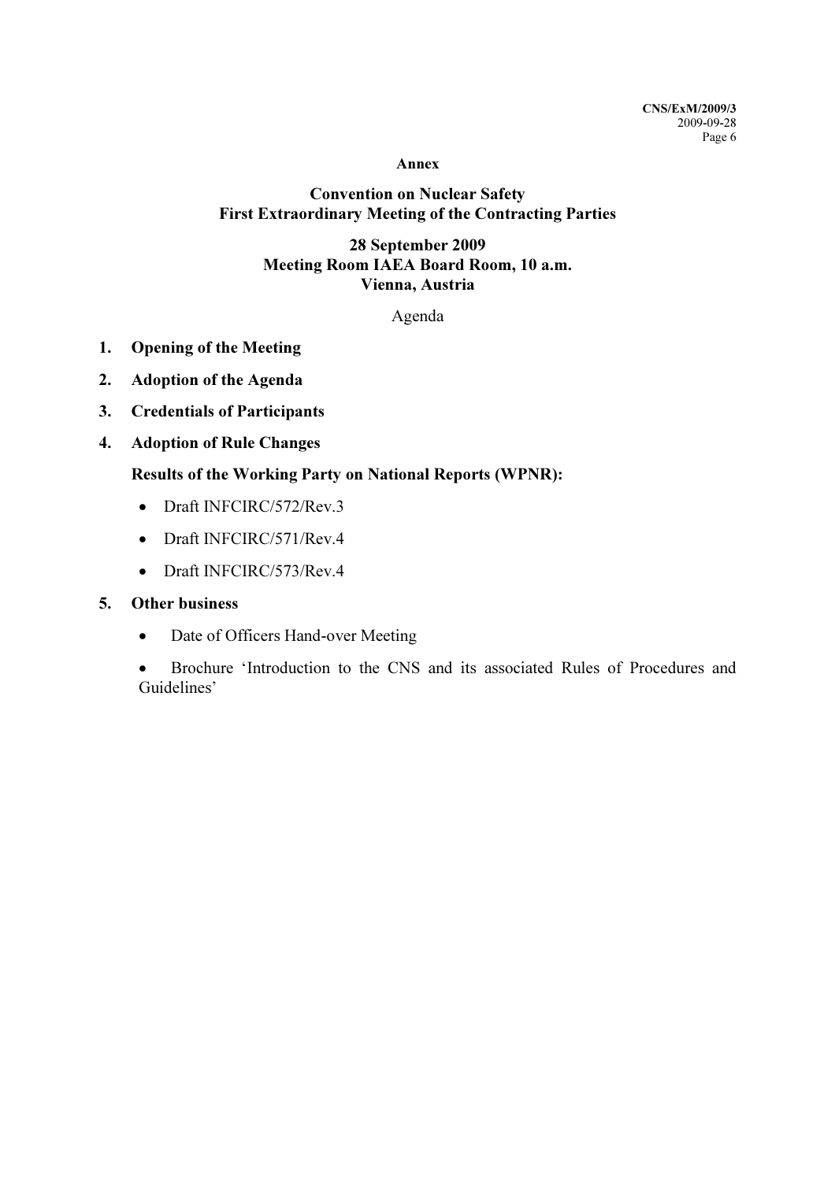**Annex**

## Convention on Nuclear Safety
## First Extraordinary Meeting of the Contracting Parties

**28 September 2009**
**Meeting Room IAEA Board Room, 10 a.m.**
**Vienna, Austria**

Agenda

1. **Opening of the Meeting**
2. **Adoption of the Agenda**
3. **Credentials of Participants**
4. **Adoption of Rule Changes**

   **Results of the Working Party on National Reports (WPNR):**

   - Draft INFCIRC/572/Rev.3
   - Draft INFCIRC/571/Rev.4
   - Draft INFCIRC/573/Rev.4

5. **Other business**

   - Date of Officers Hand-over Meeting
   - Brochure 'Introduction to the CNS and its associated Rules of Procedures and Guidelines'